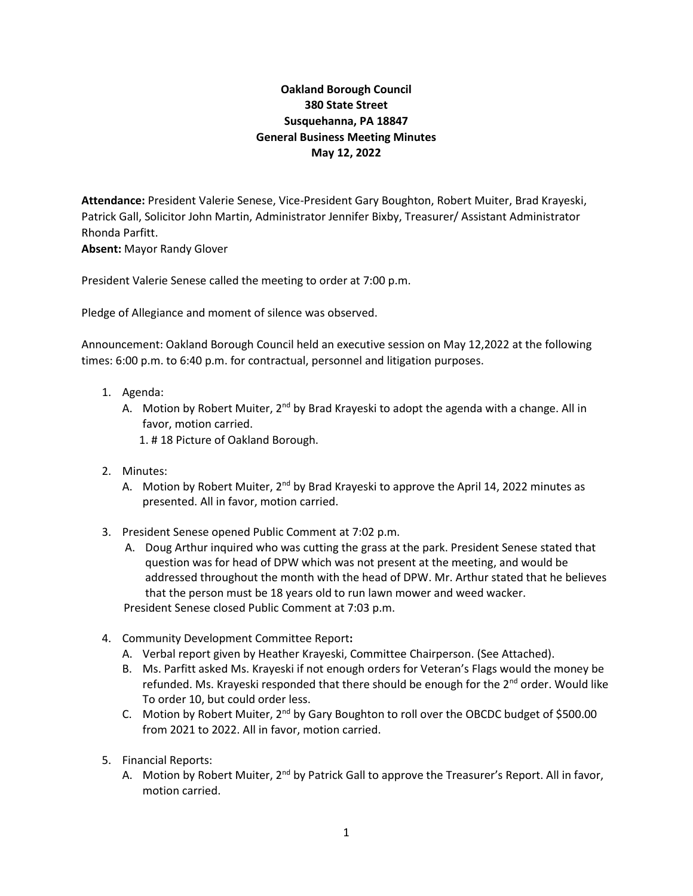**Oakland Borough Council**
**380 State Street**
**Susquehanna, PA 18847**
**General Business Meeting Minutes**
**May 12, 2022**

**Attendance:** President Valerie Senese, Vice-President Gary Boughton, Robert Muiter, Brad Krayeski, Patrick Gall, Solicitor John Martin, Administrator Jennifer Bixby, Treasurer/ Assistant Administrator Rhonda Parfitt.
**Absent:** Mayor Randy Glover

President Valerie Senese called the meeting to order at 7:00 p.m.

Pledge of Allegiance and moment of silence was observed.

Announcement: Oakland Borough Council held an executive session on May 12,2022 at the following times: 6:00 p.m. to 6:40 p.m. for contractual, personnel and litigation purposes.

1. Agenda:
   A. Motion by Robert Muiter, 2nd by Brad Krayeski to adopt the agenda with a change. All in favor, motion carried.
      1. # 18 Picture of Oakland Borough.

2. Minutes:
   A. Motion by Robert Muiter, 2nd by Brad Krayeski to approve the April 14, 2022 minutes as presented. All in favor, motion carried.

3. President Senese opened Public Comment at 7:02 p.m.
   A. Doug Arthur inquired who was cutting the grass at the park. President Senese stated that question was for head of DPW which was not present at the meeting, and would be addressed throughout the month with the head of DPW. Mr. Arthur stated that he believes that the person must be 18 years old to run lawn mower and weed wacker.

   President Senese closed Public Comment at 7:03 p.m.

4. Community Development Committee Report**:**
   A. Verbal report given by Heather Krayeski, Committee Chairperson. (See Attached).
   B. Ms. Parfitt asked Ms. Krayeski if not enough orders for Veteran's Flags would the money be refunded. Ms. Krayeski responded that there should be enough for the 2nd order. Would like To order 10, but could order less.
   C. Motion by Robert Muiter, 2nd by Gary Boughton to roll over the OBCDC budget of $500.00 from 2021 to 2022. All in favor, motion carried.

5. Financial Reports:
   A. Motion by Robert Muiter, 2nd by Patrick Gall to approve the Treasurer's Report. All in favor, motion carried.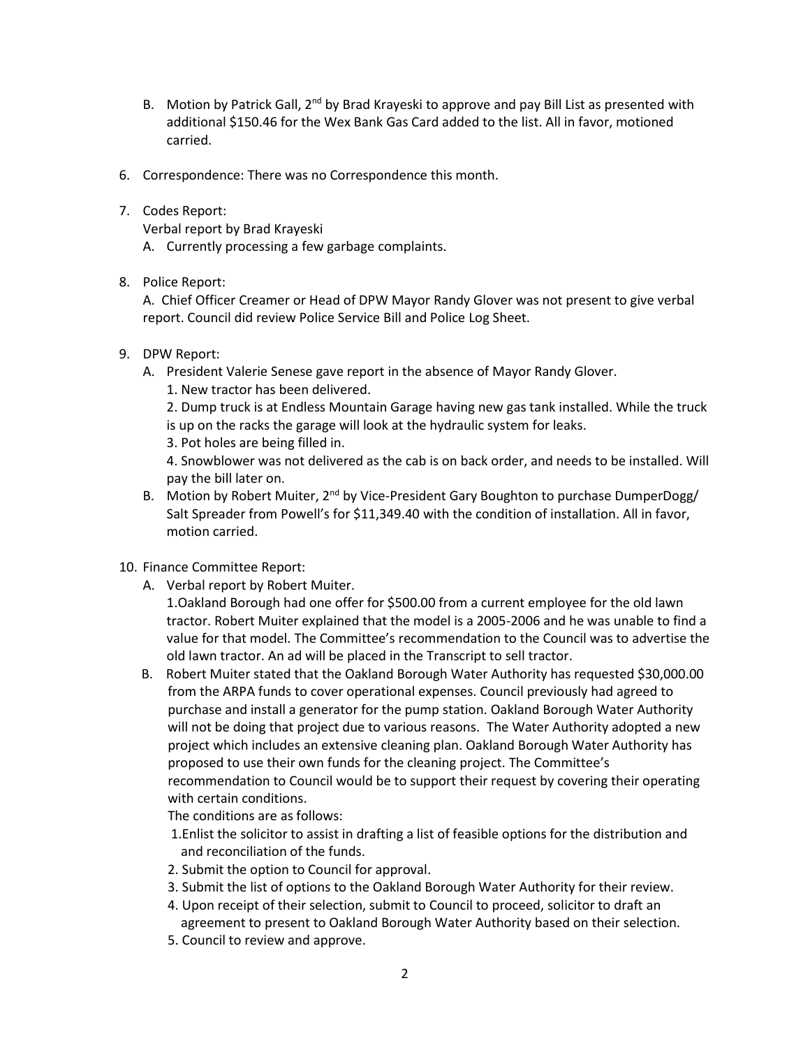B. Motion by Patrick Gall, 2nd by Brad Krayeski to approve and pay Bill List as presented with additional $150.46 for the Wex Bank Gas Card added to the list. All in favor, motioned carried.

6. Correspondence: There was no Correspondence this month.

7. Codes Report:
   Verbal report by Brad Krayeski
   A. Currently processing a few garbage complaints.

8. Police Report:
   A. Chief Officer Creamer or Head of DPW Mayor Randy Glover was not present to give verbal report. Council did review Police Service Bill and Police Log Sheet.

9. DPW Report:
   A. President Valerie Senese gave report in the absence of Mayor Randy Glover.
      1. New tractor has been delivered.
      2. Dump truck is at Endless Mountain Garage having new gas tank installed. While the truck is up on the racks the garage will look at the hydraulic system for leaks.
      3. Pot holes are being filled in.
      4. Snowblower was not delivered as the cab is on back order, and needs to be installed. Will pay the bill later on.
   B. Motion by Robert Muiter, 2nd by Vice-President Gary Boughton to purchase DumperDogg/ Salt Spreader from Powell's for $11,349.40 with the condition of installation. All in favor, motion carried.

10. Finance Committee Report:
   A. Verbal report by Robert Muiter.
      1.Oakland Borough had one offer for $500.00 from a current employee for the old lawn tractor. Robert Muiter explained that the model is a 2005-2006 and he was unable to find a value for that model. The Committee's recommendation to the Council was to advertise the old lawn tractor. An ad will be placed in the Transcript to sell tractor.
   B. Robert Muiter stated that the Oakland Borough Water Authority has requested $30,000.00 from the ARPA funds to cover operational expenses. Council previously had agreed to purchase and install a generator for the pump station. Oakland Borough Water Authority will not be doing that project due to various reasons. The Water Authority adopted a new project which includes an extensive cleaning plan. Oakland Borough Water Authority has proposed to use their own funds for the cleaning project. The Committee's recommendation to Council would be to support their request by covering their operating with certain conditions.
      The conditions are as follows:
      1.Enlist the solicitor to assist in drafting a list of feasible options for the distribution and and reconciliation of the funds.
      2. Submit the option to Council for approval.
      3. Submit the list of options to the Oakland Borough Water Authority for their review.
      4. Upon receipt of their selection, submit to Council to proceed, solicitor to draft an agreement to present to Oakland Borough Water Authority based on their selection.
      5. Council to review and approve.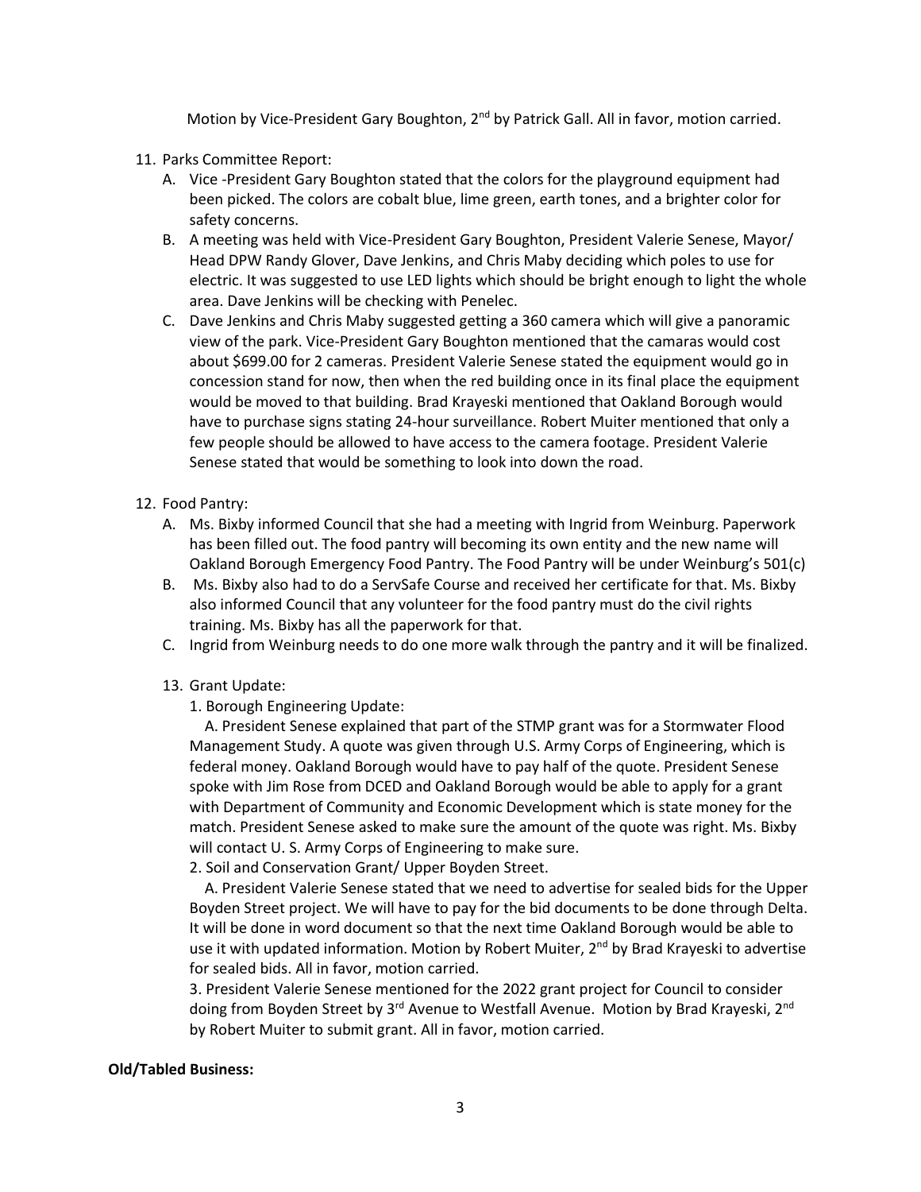Motion by Vice-President Gary Boughton, 2nd by Patrick Gall. All in favor, motion carried.

11. Parks Committee Report:
    A. Vice -President Gary Boughton stated that the colors for the playground equipment had been picked. The colors are cobalt blue, lime green, earth tones, and a brighter color for safety concerns.
    B. A meeting was held with Vice-President Gary Boughton, President Valerie Senese, Mayor/ Head DPW Randy Glover, Dave Jenkins, and Chris Maby deciding which poles to use for electric. It was suggested to use LED lights which should be bright enough to light the whole area. Dave Jenkins will be checking with Penelec.
    C. Dave Jenkins and Chris Maby suggested getting a 360 camera which will give a panoramic view of the park. Vice-President Gary Boughton mentioned that the camaras would cost about $699.00 for 2 cameras. President Valerie Senese stated the equipment would go in concession stand for now, then when the red building once in its final place the equipment would be moved to that building. Brad Krayeski mentioned that Oakland Borough would have to purchase signs stating 24-hour surveillance. Robert Muiter mentioned that only a few people should be allowed to have access to the camera footage. President Valerie Senese stated that would be something to look into down the road.

12. Food Pantry:
    A. Ms. Bixby informed Council that she had a meeting with Ingrid from Weinburg. Paperwork has been filled out. The food pantry will becoming its own entity and the new name will Oakland Borough Emergency Food Pantry. The Food Pantry will be under Weinburg's 501(c)
    B. Ms. Bixby also had to do a ServSafe Course and received her certificate for that. Ms. Bixby also informed Council that any volunteer for the food pantry must do the civil rights training. Ms. Bixby has all the paperwork for that.
    C. Ingrid from Weinburg needs to do one more walk through the pantry and it will be finalized.

13. Grant Update:

    1. Borough Engineering Update:

    A. President Senese explained that part of the STMP grant was for a Stormwater Flood Management Study. A quote was given through U.S. Army Corps of Engineering, which is federal money. Oakland Borough would have to pay half of the quote. President Senese spoke with Jim Rose from DCED and Oakland Borough would be able to apply for a grant with Department of Community and Economic Development which is state money for the match. President Senese asked to make sure the amount of the quote was right. Ms. Bixby will contact U. S. Army Corps of Engineering to make sure.

    2. Soil and Conservation Grant/ Upper Boyden Street.

    A. President Valerie Senese stated that we need to advertise for sealed bids for the Upper Boyden Street project. We will have to pay for the bid documents to be done through Delta. It will be done in word document so that the next time Oakland Borough would be able to use it with updated information. Motion by Robert Muiter, 2nd by Brad Krayeski to advertise for sealed bids. All in favor, motion carried.

    3. President Valerie Senese mentioned for the 2022 grant project for Council to consider doing from Boyden Street by 3rd Avenue to Westfall Avenue. Motion by Brad Krayeski, 2nd by Robert Muiter to submit grant. All in favor, motion carried.

**Old/Tabled Business:**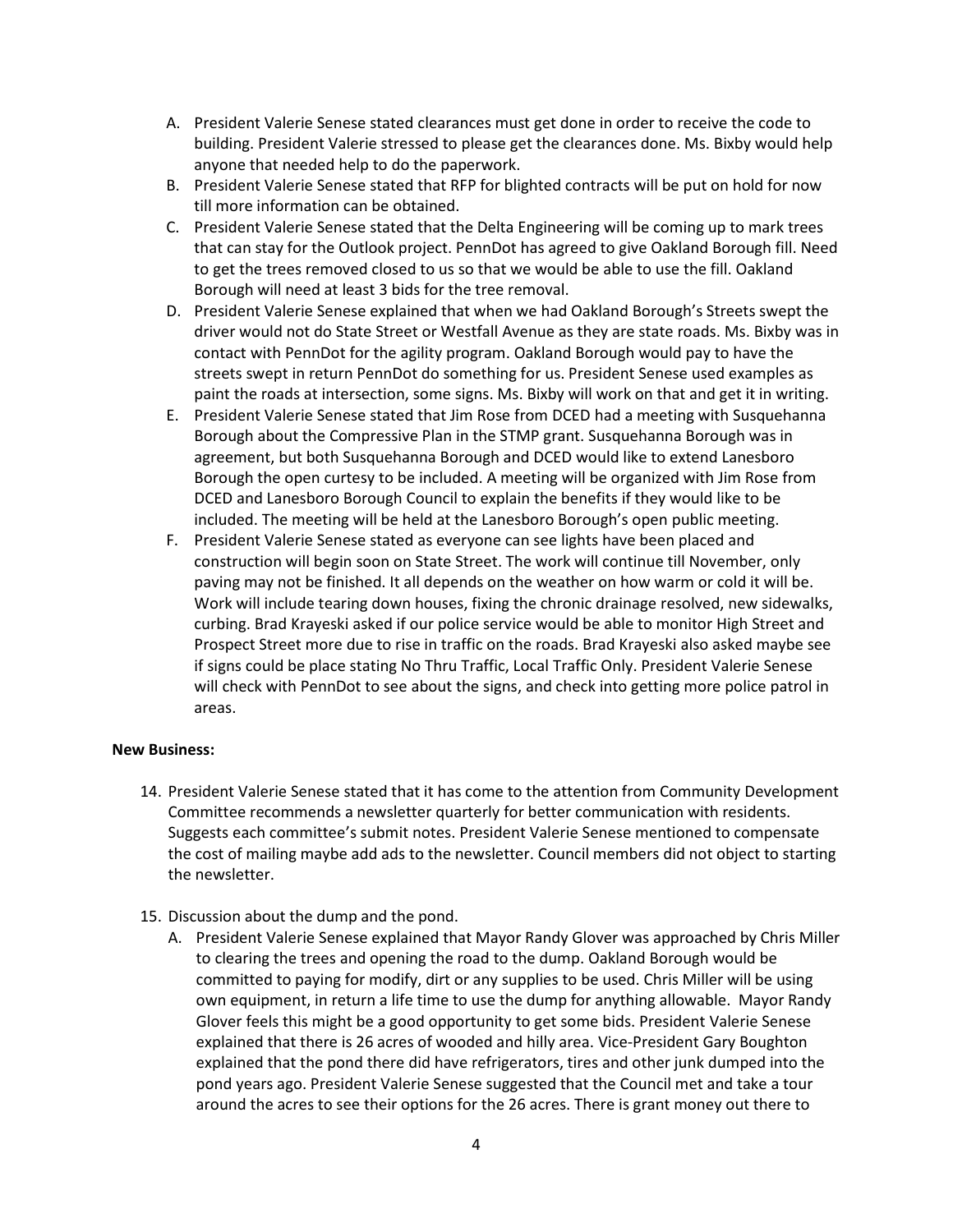A. President Valerie Senese stated clearances must get done in order to receive the code to building. President Valerie stressed to please get the clearances done. Ms. Bixby would help anyone that needed help to do the paperwork.
B. President Valerie Senese stated that RFP for blighted contracts will be put on hold for now till more information can be obtained.
C. President Valerie Senese stated that the Delta Engineering will be coming up to mark trees that can stay for the Outlook project. PennDot has agreed to give Oakland Borough fill. Need to get the trees removed closed to us so that we would be able to use the fill. Oakland Borough will need at least 3 bids for the tree removal.
D. President Valerie Senese explained that when we had Oakland Borough's Streets swept the driver would not do State Street or Westfall Avenue as they are state roads. Ms. Bixby was in contact with PennDot for the agility program. Oakland Borough would pay to have the streets swept in return PennDot do something for us. President Senese used examples as paint the roads at intersection, some signs. Ms. Bixby will work on that and get it in writing.
E. President Valerie Senese stated that Jim Rose from DCED had a meeting with Susquehanna Borough about the Compressive Plan in the STMP grant. Susquehanna Borough was in agreement, but both Susquehanna Borough and DCED would like to extend Lanesboro Borough the open curtesy to be included. A meeting will be organized with Jim Rose from DCED and Lanesboro Borough Council to explain the benefits if they would like to be included. The meeting will be held at the Lanesboro Borough's open public meeting.
F. President Valerie Senese stated as everyone can see lights have been placed and construction will begin soon on State Street. The work will continue till November, only paving may not be finished. It all depends on the weather on how warm or cold it will be. Work will include tearing down houses, fixing the chronic drainage resolved, new sidewalks, curbing. Brad Krayeski asked if our police service would be able to monitor High Street and Prospect Street more due to rise in traffic on the roads. Brad Krayeski also asked maybe see if signs could be place stating No Thru Traffic, Local Traffic Only. President Valerie Senese will check with PennDot to see about the signs, and check into getting more police patrol in areas.

**New Business:**

14. President Valerie Senese stated that it has come to the attention from Community Development Committee recommends a newsletter quarterly for better communication with residents. Suggests each committee's submit notes. President Valerie Senese mentioned to compensate the cost of mailing maybe add ads to the newsletter. Council members did not object to starting the newsletter.

15. Discussion about the dump and the pond.
    A. President Valerie Senese explained that Mayor Randy Glover was approached by Chris Miller to clearing the trees and opening the road to the dump. Oakland Borough would be committed to paying for modify, dirt or any supplies to be used. Chris Miller will be using own equipment, in return a life time to use the dump for anything allowable. Mayor Randy Glover feels this might be a good opportunity to get some bids. President Valerie Senese explained that there is 26 acres of wooded and hilly area. Vice-President Gary Boughton explained that the pond there did have refrigerators, tires and other junk dumped into the pond years ago. President Valerie Senese suggested that the Council met and take a tour around the acres to see their options for the 26 acres. There is grant money out there to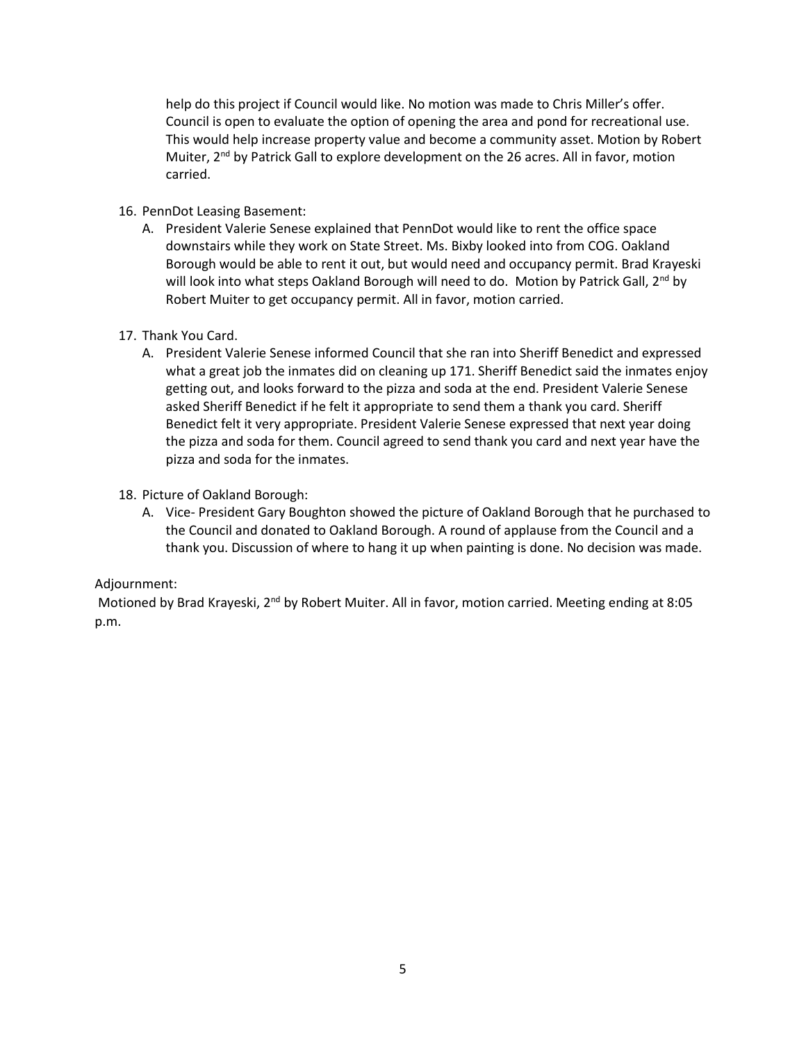help do this project if Council would like. No motion was made to Chris Miller's offer. Council is open to evaluate the option of opening the area and pond for recreational use. This would help increase property value and become a community asset. Motion by Robert Muiter, 2nd by Patrick Gall to explore development on the 26 acres. All in favor, motion carried.

16. PennDot Leasing Basement:
    A. President Valerie Senese explained that PennDot would like to rent the office space downstairs while they work on State Street. Ms. Bixby looked into from COG. Oakland Borough would be able to rent it out, but would need and occupancy permit. Brad Krayeski will look into what steps Oakland Borough will need to do. Motion by Patrick Gall, 2nd by Robert Muiter to get occupancy permit. All in favor, motion carried.

17. Thank You Card.
    A. President Valerie Senese informed Council that she ran into Sheriff Benedict and expressed what a great job the inmates did on cleaning up 171. Sheriff Benedict said the inmates enjoy getting out, and looks forward to the pizza and soda at the end. President Valerie Senese asked Sheriff Benedict if he felt it appropriate to send them a thank you card. Sheriff Benedict felt it very appropriate. President Valerie Senese expressed that next year doing the pizza and soda for them. Council agreed to send thank you card and next year have the pizza and soda for the inmates.

18. Picture of Oakland Borough:
    A. Vice- President Gary Boughton showed the picture of Oakland Borough that he purchased to the Council and donated to Oakland Borough. A round of applause from the Council and a thank you. Discussion of where to hang it up when painting is done. No decision was made.

Adjournment:

Motioned by Brad Krayeski, 2nd by Robert Muiter. All in favor, motion carried. Meeting ending at 8:05 p.m.